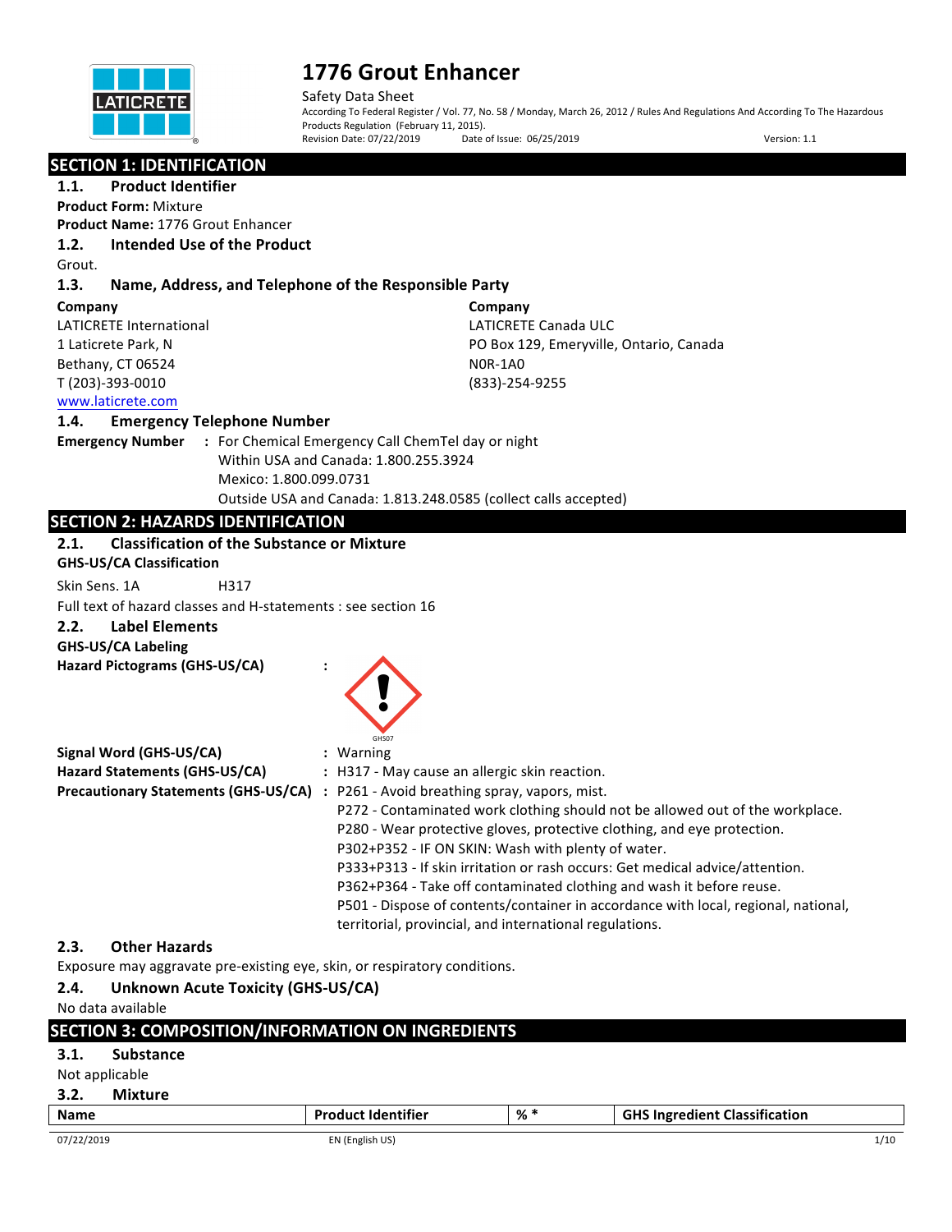# 1776 Grout Enhancer

Safety Data Sheet

According To Federal Register / Vol. 77, No. 58 / Monday, March 26, 2012 / Rules And Regulations And According To The Hazardous Products Regulation (February 11, 2015).

Revision Date: 07/22/2019 Date of Issue: 06/25/2019 Version: 1.1

## SECTION 1: IDENTIFICATION

### 1.1. Product Identifier

**Product Form:** Mixture

**Product Name:** 1776 Grout Enhancer

### 1.2. Intended Use of the Product

Grout.

### 1.3. Name, Address, and Telephone of the Responsible Party

**Company**

LATICRETE International
1 Laticrete Park, N
Bethany, CT 06524
T (203)-393-0010
www.laticrete.com

**Company**

LATICRETE Canada ULC
PO Box 129, Emeryville, Ontario, Canada
N0R-1A0
(833)-254-9255

### 1.4. Emergency Telephone Number

**Emergency Number** : For Chemical Emergency Call ChemTel day or night
Within USA and Canada: 1.800.255.3924
Mexico: 1.800.099.0731
Outside USA and Canada: 1.813.248.0585 (collect calls accepted)

## SECTION 2: HAZARDS IDENTIFICATION

### 2.1. Classification of the Substance or Mixture

**GHS-US/CA Classification**

Skin Sens. 1A H317

Full text of hazard classes and H-statements : see section 16

### 2.2. Label Elements

**GHS-US/CA Labeling**

**Hazard Pictograms (GHS-US/CA)** :

GHS07

**Signal Word (GHS-US/CA)** : Warning

**Hazard Statements (GHS-US/CA)** : H317 - May cause an allergic skin reaction.

**Precautionary Statements (GHS-US/CA)** : P261 - Avoid breathing spray, vapors, mist.
P272 - Contaminated work clothing should not be allowed out of the workplace.
P280 - Wear protective gloves, protective clothing, and eye protection.
P302+P352 - IF ON SKIN: Wash with plenty of water.
P333+P313 - If skin irritation or rash occurs: Get medical advice/attention.
P362+P364 - Take off contaminated clothing and wash it before reuse.
P501 - Dispose of contents/container in accordance with local, regional, national, territorial, provincial, and international regulations.

### 2.3. Other Hazards

Exposure may aggravate pre-existing eye, skin, or respiratory conditions.

### 2.4. Unknown Acute Toxicity (GHS-US/CA)

No data available

## SECTION 3: COMPOSITION/INFORMATION ON INGREDIENTS

### 3.1. Substance

Not applicable

### 3.2. Mixture

| Name | Product Identifier | % * | GHS Ingredient Classification |
| --- | --- | --- | --- |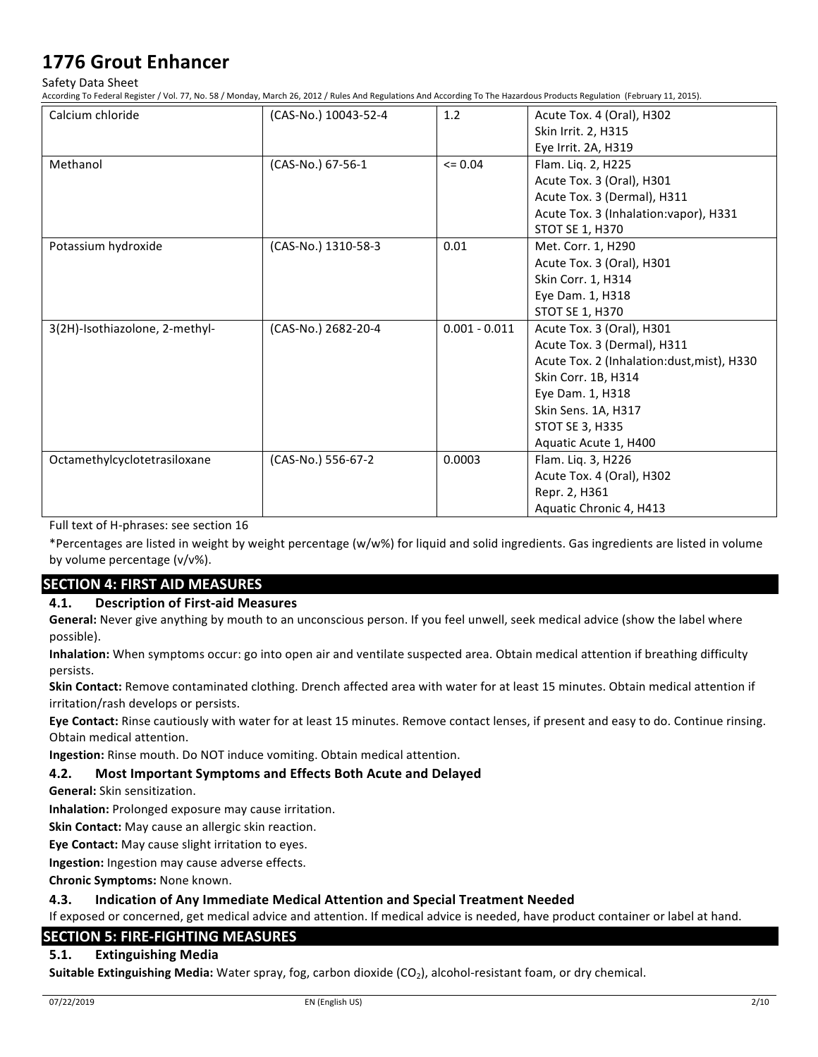| Calcium chloride | (CAS-No.) 10043-52-4 | 1.2 | Acute Tox. 4 (Oral), H302<br>Skin Irrit. 2, H315<br>Eye Irrit. 2A, H319 |
|---|---|---|---|
| Methanol | (CAS-No.) 67-56-1 | <= 0.04 | Flam. Liq. 2, H225<br>Acute Tox. 3 (Oral), H301<br>Acute Tox. 3 (Dermal), H311<br>Acute Tox. 3 (Inhalation:vapor), H331<br>STOT SE 1, H370 |
| Potassium hydroxide | (CAS-No.) 1310-58-3 | 0.01 | Met. Corr. 1, H290<br>Acute Tox. 3 (Oral), H301<br>Skin Corr. 1, H314<br>Eye Dam. 1, H318<br>STOT SE 1, H370 |
| 3(2H)-Isothiazolone, 2-methyl- | (CAS-No.) 2682-20-4 | 0.001 - 0.011 | Acute Tox. 3 (Oral), H301<br>Acute Tox. 3 (Dermal), H311<br>Acute Tox. 2 (Inhalation:dust,mist), H330<br>Skin Corr. 1B, H314<br>Eye Dam. 1, H318<br>Skin Sens. 1A, H317<br>STOT SE 3, H335<br>Aquatic Acute 1, H400 |
| Octamethylcyclotetrasiloxane | (CAS-No.) 556-67-2 | 0.0003 | Flam. Liq. 3, H226<br>Acute Tox. 4 (Oral), H302<br>Repr. 2, H361<br>Aquatic Chronic 4, H413 |

Full text of H-phrases: see section 16

*Percentages are listed in weight by weight percentage (w/w%) for liquid and solid ingredients. Gas ingredients are listed in volume by volume percentage (v/v%).

## SECTION 4: FIRST AID MEASURES

### 4.1. Description of First-aid Measures

**General:** Never give anything by mouth to an unconscious person. If you feel unwell, seek medical advice (show the label where possible).

**Inhalation:** When symptoms occur: go into open air and ventilate suspected area. Obtain medical attention if breathing difficulty persists.

**Skin Contact:** Remove contaminated clothing. Drench affected area with water for at least 15 minutes. Obtain medical attention if irritation/rash develops or persists.

**Eye Contact:** Rinse cautiously with water for at least 15 minutes. Remove contact lenses, if present and easy to do. Continue rinsing. Obtain medical attention.

**Ingestion:** Rinse mouth. Do NOT induce vomiting. Obtain medical attention.

### 4.2. Most Important Symptoms and Effects Both Acute and Delayed

**General:** Skin sensitization.

**Inhalation:** Prolonged exposure may cause irritation.

**Skin Contact:** May cause an allergic skin reaction.

**Eye Contact:** May cause slight irritation to eyes.

**Ingestion:** Ingestion may cause adverse effects.

**Chronic Symptoms:** None known.

### 4.3. Indication of Any Immediate Medical Attention and Special Treatment Needed

If exposed or concerned, get medical advice and attention. If medical advice is needed, have product container or label at hand.

## SECTION 5: FIRE-FIGHTING MEASURES

### 5.1. Extinguishing Media

**Suitable Extinguishing Media:** Water spray, fog, carbon dioxide ($CO_2$), alcohol-resistant foam, or dry chemical.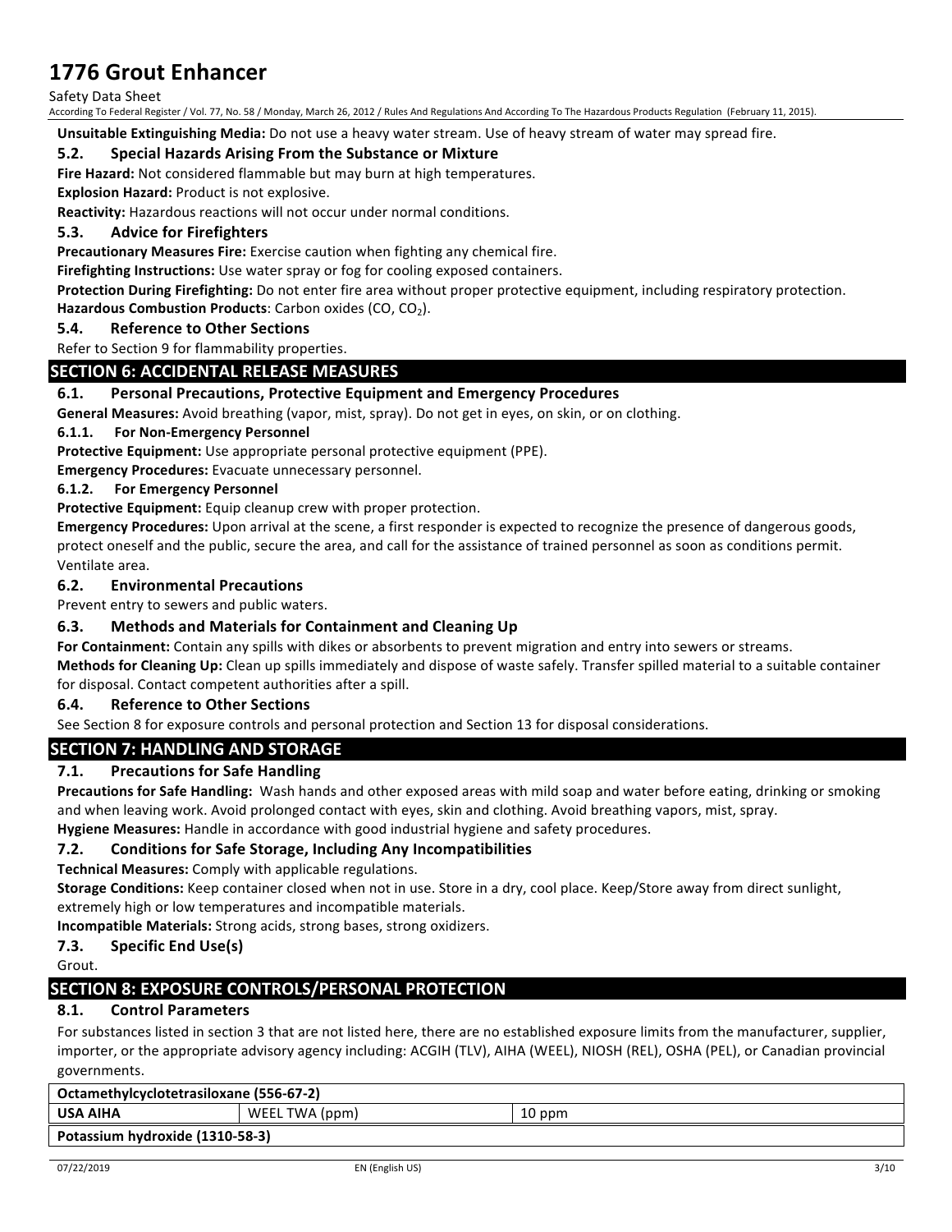**Unsuitable Extinguishing Media:** Do not use a heavy water stream. Use of heavy stream of water may spread fire.

### 5.2. Special Hazards Arising From the Substance or Mixture

**Fire Hazard:** Not considered flammable but may burn at high temperatures.

**Explosion Hazard:** Product is not explosive.

**Reactivity:** Hazardous reactions will not occur under normal conditions.

### 5.3. Advice for Firefighters

**Precautionary Measures Fire:** Exercise caution when fighting any chemical fire.

**Firefighting Instructions:** Use water spray or fog for cooling exposed containers.

**Protection During Firefighting:** Do not enter fire area without proper protective equipment, including respiratory protection.

**Hazardous Combustion Products**: Carbon oxides ($CO$, $CO_2$).

### 5.4. Reference to Other Sections

Refer to Section 9 for flammability properties.

## SECTION 6: ACCIDENTAL RELEASE MEASURES

### 6.1. Personal Precautions, Protective Equipment and Emergency Procedures

**General Measures:** Avoid breathing (vapor, mist, spray). Do not get in eyes, on skin, or on clothing.

#### 6.1.1. For Non-Emergency Personnel

**Protective Equipment:** Use appropriate personal protective equipment (PPE).

**Emergency Procedures:** Evacuate unnecessary personnel.

#### 6.1.2. For Emergency Personnel

**Protective Equipment:** Equip cleanup crew with proper protection.

**Emergency Procedures:** Upon arrival at the scene, a first responder is expected to recognize the presence of dangerous goods, protect oneself and the public, secure the area, and call for the assistance of trained personnel as soon as conditions permit. Ventilate area.

### 6.2. Environmental Precautions

Prevent entry to sewers and public waters.

### 6.3. Methods and Materials for Containment and Cleaning Up

**For Containment:** Contain any spills with dikes or absorbents to prevent migration and entry into sewers or streams.

**Methods for Cleaning Up:** Clean up spills immediately and dispose of waste safely. Transfer spilled material to a suitable container for disposal. Contact competent authorities after a spill.

### 6.4. Reference to Other Sections

See Section 8 for exposure controls and personal protection and Section 13 for disposal considerations.

## SECTION 7: HANDLING AND STORAGE

### 7.1. Precautions for Safe Handling

**Precautions for Safe Handling:** Wash hands and other exposed areas with mild soap and water before eating, drinking or smoking and when leaving work. Avoid prolonged contact with eyes, skin and clothing. Avoid breathing vapors, mist, spray.

**Hygiene Measures:** Handle in accordance with good industrial hygiene and safety procedures.

### 7.2. Conditions for Safe Storage, Including Any Incompatibilities

**Technical Measures:** Comply with applicable regulations.

**Storage Conditions:** Keep container closed when not in use. Store in a dry, cool place. Keep/Store away from direct sunlight, extremely high or low temperatures and incompatible materials.

**Incompatible Materials:** Strong acids, strong bases, strong oxidizers.

### 7.3. Specific End Use(s)

Grout.

## SECTION 8: EXPOSURE CONTROLS/PERSONAL PROTECTION

### 8.1. Control Parameters

For substances listed in section 3 that are not listed here, there are no established exposure limits from the manufacturer, supplier, importer, or the appropriate advisory agency including: ACGIH (TLV), AIHA (WEEL), NIOSH (REL), OSHA (PEL), or Canadian provincial governments.

| Octamethylcyclotetrasiloxane (556-67-2) | | |
|---|---|---|
| **USA AIHA** | WEEL TWA (ppm) | 10 ppm |
| **Potassium hydroxide (1310-58-3)** | | |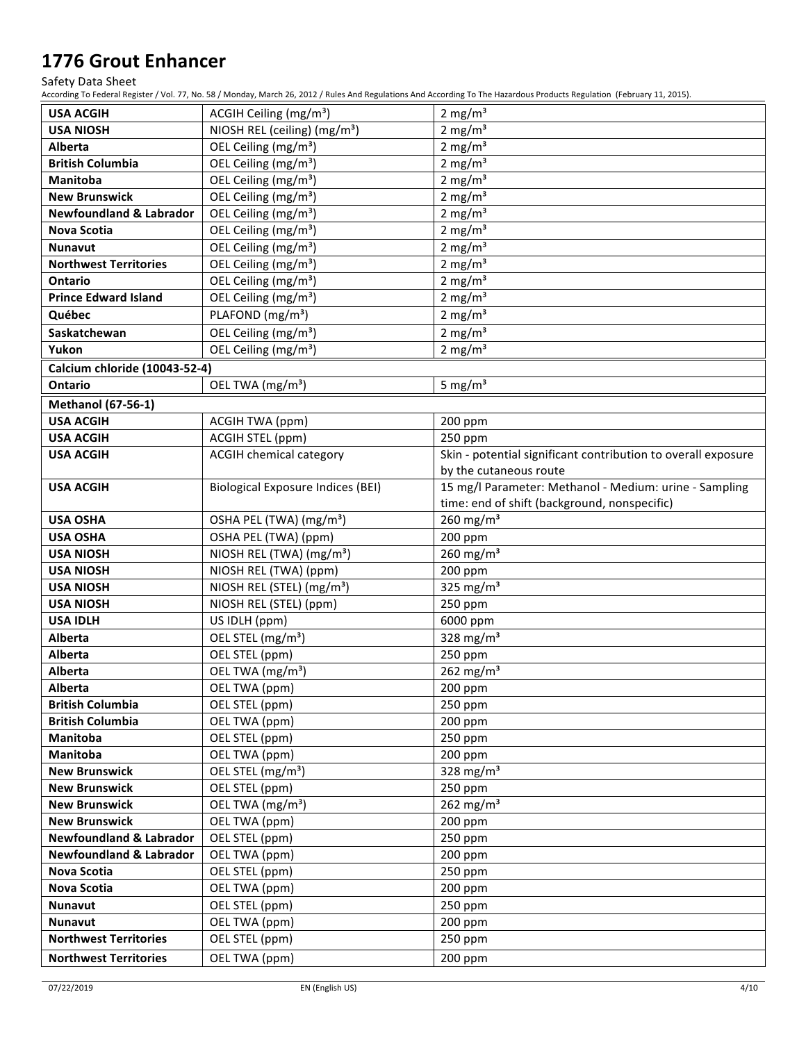| | | |
|---|---|---|
| **USA ACGIH** | ACGIH Ceiling (mg/m³) | 2 mg/m³ |
| **USA NIOSH** | NIOSH REL (ceiling) (mg/m³) | 2 mg/m³ |
| **Alberta** | OEL Ceiling (mg/m³) | 2 mg/m³ |
| **British Columbia** | OEL Ceiling (mg/m³) | 2 mg/m³ |
| **Manitoba** | OEL Ceiling (mg/m³) | 2 mg/m³ |
| **New Brunswick** | OEL Ceiling (mg/m³) | 2 mg/m³ |
| **Newfoundland & Labrador** | OEL Ceiling (mg/m³) | 2 mg/m³ |
| **Nova Scotia** | OEL Ceiling (mg/m³) | 2 mg/m³ |
| **Nunavut** | OEL Ceiling (mg/m³) | 2 mg/m³ |
| **Northwest Territories** | OEL Ceiling (mg/m³) | 2 mg/m³ |
| **Ontario** | OEL Ceiling (mg/m³) | 2 mg/m³ |
| **Prince Edward Island** | OEL Ceiling (mg/m³) | 2 mg/m³ |
| **Québec** | PLAFOND (mg/m³) | 2 mg/m³ |
| **Saskatchewan** | OEL Ceiling (mg/m³) | 2 mg/m³ |
| **Yukon** | OEL Ceiling (mg/m³) | 2 mg/m³ |
| **Calcium chloride (10043-52-4)** | | |
| **Ontario** | OEL TWA (mg/m³) | 5 mg/m³ |
| **Methanol (67-56-1)** | | |
| **USA ACGIH** | ACGIH TWA (ppm) | 200 ppm |
| **USA ACGIH** | ACGIH STEL (ppm) | 250 ppm |
| **USA ACGIH** | ACGIH chemical category | Skin - potential significant contribution to overall exposure by the cutaneous route |
| **USA ACGIH** | Biological Exposure Indices (BEI) | 15 mg/l Parameter: Methanol - Medium: urine - Sampling time: end of shift (background, nonspecific) |
| **USA OSHA** | OSHA PEL (TWA) (mg/m³) | 260 mg/m³ |
| **USA OSHA** | OSHA PEL (TWA) (ppm) | 200 ppm |
| **USA NIOSH** | NIOSH REL (TWA) (mg/m³) | 260 mg/m³ |
| **USA NIOSH** | NIOSH REL (TWA) (ppm) | 200 ppm |
| **USA NIOSH** | NIOSH REL (STEL) (mg/m³) | 325 mg/m³ |
| **USA NIOSH** | NIOSH REL (STEL) (ppm) | 250 ppm |
| **USA IDLH** | US IDLH (ppm) | 6000 ppm |
| **Alberta** | OEL STEL (mg/m³) | 328 mg/m³ |
| **Alberta** | OEL STEL (ppm) | 250 ppm |
| **Alberta** | OEL TWA (mg/m³) | 262 mg/m³ |
| **Alberta** | OEL TWA (ppm) | 200 ppm |
| **British Columbia** | OEL STEL (ppm) | 250 ppm |
| **British Columbia** | OEL TWA (ppm) | 200 ppm |
| **Manitoba** | OEL STEL (ppm) | 250 ppm |
| **Manitoba** | OEL TWA (ppm) | 200 ppm |
| **New Brunswick** | OEL STEL (mg/m³) | 328 mg/m³ |
| **New Brunswick** | OEL STEL (ppm) | 250 ppm |
| **New Brunswick** | OEL TWA (mg/m³) | 262 mg/m³ |
| **New Brunswick** | OEL TWA (ppm) | 200 ppm |
| **Newfoundland & Labrador** | OEL STEL (ppm) | 250 ppm |
| **Newfoundland & Labrador** | OEL TWA (ppm) | 200 ppm |
| **Nova Scotia** | OEL STEL (ppm) | 250 ppm |
| **Nova Scotia** | OEL TWA (ppm) | 200 ppm |
| **Nunavut** | OEL STEL (ppm) | 250 ppm |
| **Nunavut** | OEL TWA (ppm) | 200 ppm |
| **Northwest Territories** | OEL STEL (ppm) | 250 ppm |
| **Northwest Territories** | OEL TWA (ppm) | 200 ppm |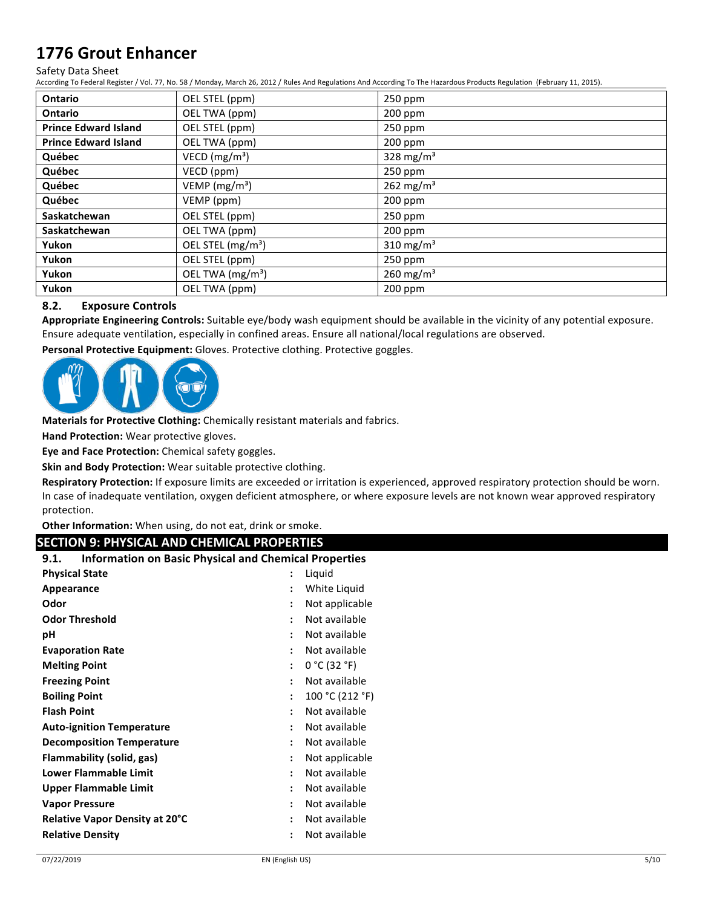| Ontario | OEL STEL (ppm) | 250 ppm |
|---|---|---|
| Ontario | OEL TWA (ppm) | 200 ppm |
| Prince Edward Island | OEL STEL (ppm) | 250 ppm |
| Prince Edward Island | OEL TWA (ppm) | 200 ppm |
| Québec | VECD ($mg/m^3$) | 328 $mg/m^3$ |
| Québec | VECD (ppm) | 250 ppm |
| Québec | VEMP ($mg/m^3$) | 262 $mg/m^3$ |
| Québec | VEMP (ppm) | 200 ppm |
| Saskatchewan | OEL STEL (ppm) | 250 ppm |
| Saskatchewan | OEL TWA (ppm) | 200 ppm |
| Yukon | OEL STEL ($mg/m^3$) | 310 $mg/m^3$ |
| Yukon | OEL STEL (ppm) | 250 ppm |
| Yukon | OEL TWA ($mg/m^3$) | 260 $mg/m^3$ |
| Yukon | OEL TWA (ppm) | 200 ppm |

### 8.2. Exposure Controls

**Appropriate Engineering Controls:** Suitable eye/body wash equipment should be available in the vicinity of any potential exposure. Ensure adequate ventilation, especially in confined areas. Ensure all national/local regulations are observed.

**Personal Protective Equipment:** Gloves. Protective clothing. Protective goggles.

**Materials for Protective Clothing:** Chemically resistant materials and fabrics.

**Hand Protection:** Wear protective gloves.

**Eye and Face Protection:** Chemical safety goggles.

**Skin and Body Protection:** Wear suitable protective clothing.

**Respiratory Protection:** If exposure limits are exceeded or irritation is experienced, approved respiratory protection should be worn. In case of inadequate ventilation, oxygen deficient atmosphere, or where exposure levels are not known wear approved respiratory protection.

**Other Information:** When using, do not eat, drink or smoke.

## SECTION 9: PHYSICAL AND CHEMICAL PROPERTIES

### 9.1. Information on Basic Physical and Chemical Properties

| | | |
|---|---|---|
| **Physical State** | : | Liquid |
| **Appearance** | : | White Liquid |
| **Odor** | : | Not applicable |
| **Odor Threshold** | : | Not available |
| **pH** | : | Not available |
| **Evaporation Rate** | : | Not available |
| **Melting Point** | : | 0 °C (32 °F) |
| **Freezing Point** | : | Not available |
| **Boiling Point** | : | 100 °C (212 °F) |
| **Flash Point** | : | Not available |
| **Auto-ignition Temperature** | : | Not available |
| **Decomposition Temperature** | : | Not available |
| **Flammability (solid, gas)** | : | Not applicable |
| **Lower Flammable Limit** | : | Not available |
| **Upper Flammable Limit** | : | Not available |
| **Vapor Pressure** | : | Not available |
| **Relative Vapor Density at 20°C** | : | Not available |
| **Relative Density** | : | Not available |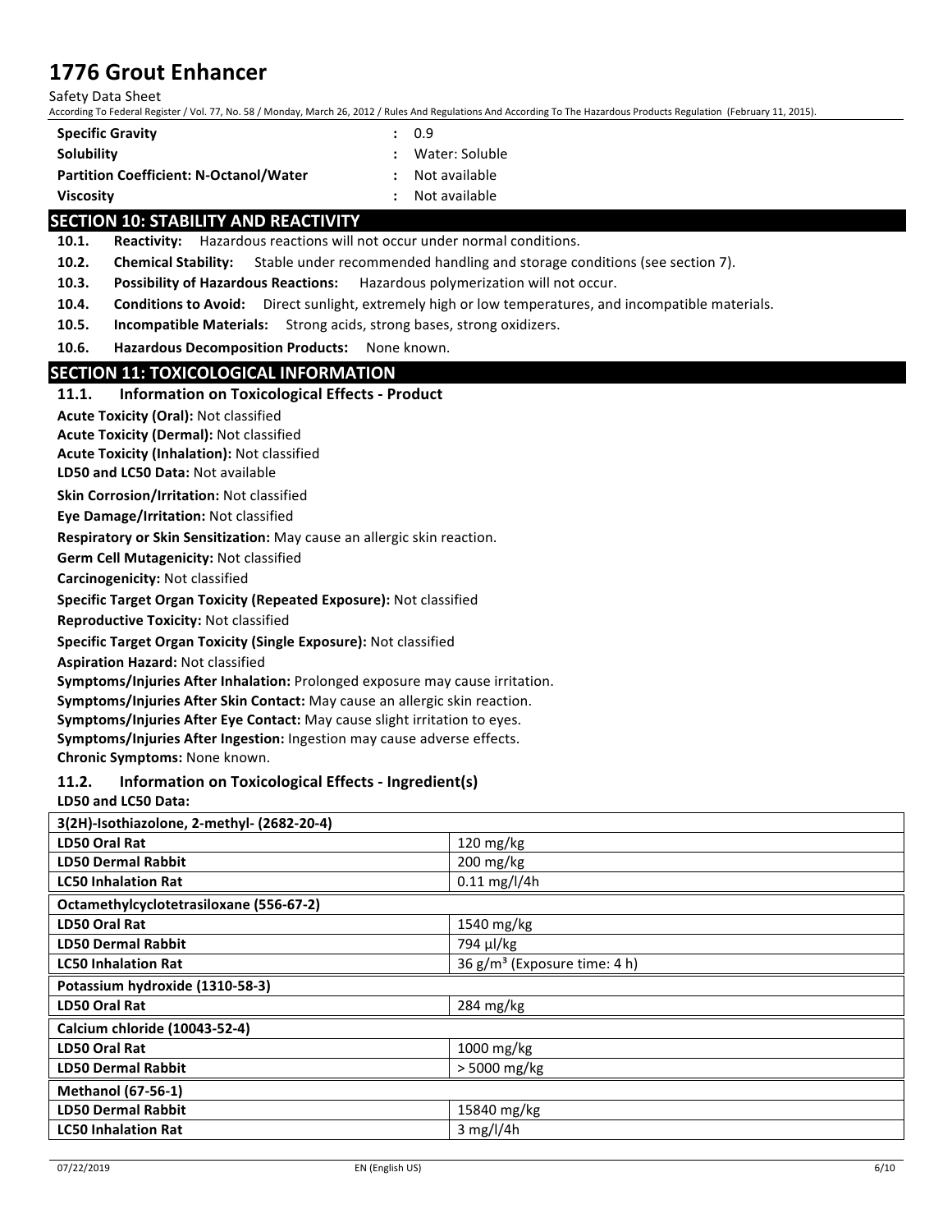| | | |
|---|---|---|
| **Specific Gravity** | : | 0.9 |
| **Solubility** | : | Water: Soluble |
| **Partition Coefficient: N-Octanol/Water** | : | Not available |
| **Viscosity** | : | Not available |

## SECTION 10: STABILITY AND REACTIVITY

**10.1. Reactivity:** Hazardous reactions will not occur under normal conditions.

**10.2. Chemical Stability:** Stable under recommended handling and storage conditions (see section 7).

**10.3. Possibility of Hazardous Reactions:** Hazardous polymerization will not occur.

**10.4. Conditions to Avoid:** Direct sunlight, extremely high or low temperatures, and incompatible materials.

**10.5. Incompatible Materials:** Strong acids, strong bases, strong oxidizers.

**10.6. Hazardous Decomposition Products:** None known.

## SECTION 11: TOXICOLOGICAL INFORMATION

### 11.1. Information on Toxicological Effects - Product

**Acute Toxicity (Oral):** Not classified
**Acute Toxicity (Dermal):** Not classified
**Acute Toxicity (Inhalation):** Not classified
**LD50 and LC50 Data:** Not available

**Skin Corrosion/Irritation:** Not classified

**Eye Damage/Irritation:** Not classified

**Respiratory or Skin Sensitization:** May cause an allergic skin reaction.

**Germ Cell Mutagenicity:** Not classified

**Carcinogenicity:** Not classified

**Specific Target Organ Toxicity (Repeated Exposure):** Not classified

**Reproductive Toxicity:** Not classified

**Specific Target Organ Toxicity (Single Exposure):** Not classified

**Aspiration Hazard:** Not classified

**Symptoms/Injuries After Inhalation:** Prolonged exposure may cause irritation.
**Symptoms/Injuries After Skin Contact:** May cause an allergic skin reaction.
**Symptoms/Injuries After Eye Contact:** May cause slight irritation to eyes.
**Symptoms/Injuries After Ingestion:** Ingestion may cause adverse effects.
**Chronic Symptoms:** None known.

### 11.2. Information on Toxicological Effects - Ingredient(s)

**LD50 and LC50 Data:**

| **3(2H)-Isothiazolone, 2-methyl- (2682-20-4)** | |
|---|---|
| **LD50 Oral Rat** | 120 mg/kg |
| **LD50 Dermal Rabbit** | 200 mg/kg |
| **LC50 Inhalation Rat** | 0.11 mg/l/4h |
| **Octamethylcyclotetrasiloxane (556-67-2)** | |
| **LD50 Oral Rat** | 1540 mg/kg |
| **LD50 Dermal Rabbit** | 794 µl/kg |
| **LC50 Inhalation Rat** | 36 g/m³ (Exposure time: 4 h) |
| **Potassium hydroxide (1310-58-3)** | |
| **LD50 Oral Rat** | 284 mg/kg |
| **Calcium chloride (10043-52-4)** | |
| **LD50 Oral Rat** | 1000 mg/kg |
| **LD50 Dermal Rabbit** | > 5000 mg/kg |
| **Methanol (67-56-1)** | |
| **LD50 Dermal Rabbit** | 15840 mg/kg |
| **LC50 Inhalation Rat** | 3 mg/l/4h |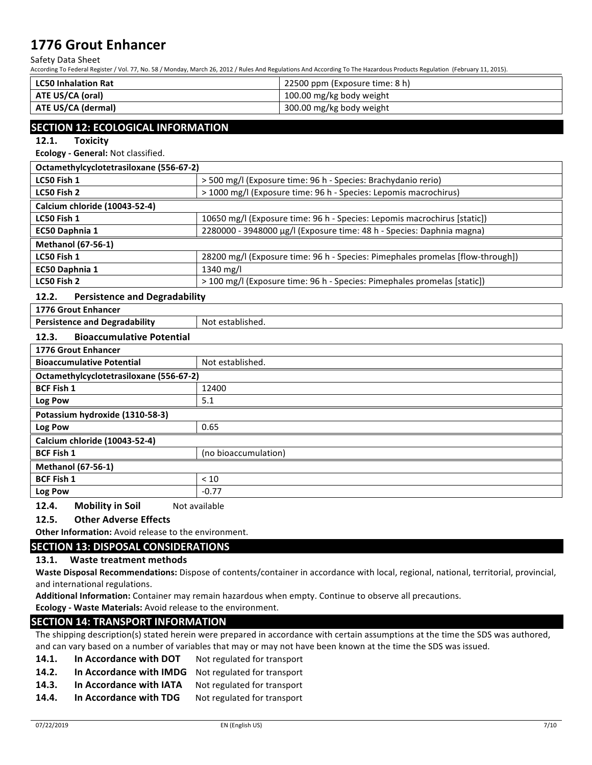| LC50 Inhalation Rat | 22500 ppm (Exposure time: 8 h) |
|---|---|
| ATE US/CA (oral) | 100.00 mg/kg body weight |
| ATE US/CA (dermal) | 300.00 mg/kg body weight |

## SECTION 12: ECOLOGICAL INFORMATION

### 12.1. Toxicity

**Ecology - General:** Not classified.

| Octamethylcyclotetrasiloxane (556-67-2) | |
|---|---|
| LC50 Fish 1 | > 500 mg/l (Exposure time: 96 h - Species: Brachydanio rerio) |
| LC50 Fish 2 | > 1000 mg/l (Exposure time: 96 h - Species: Lepomis macrochirus) |
| **Calcium chloride (10043-52-4)** | |
| LC50 Fish 1 | 10650 mg/l (Exposure time: 96 h - Species: Lepomis macrochirus [static]) |
| EC50 Daphnia 1 | 2280000 - 3948000 µg/l (Exposure time: 48 h - Species: Daphnia magna) |
| **Methanol (67-56-1)** | |
| LC50 Fish 1 | 28200 mg/l (Exposure time: 96 h - Species: Pimephales promelas [flow-through]) |
| EC50 Daphnia 1 | 1340 mg/l |
| LC50 Fish 2 | > 100 mg/l (Exposure time: 96 h - Species: Pimephales promelas [static]) |

### 12.2. Persistence and Degradability

| 1776 Grout Enhancer | |
|---|---|
| Persistence and Degradability | Not established. |

### 12.3. Bioaccumulative Potential

| 1776 Grout Enhancer | |
|---|---|
| Bioaccumulative Potential | Not established. |
| **Octamethylcyclotetrasiloxane (556-67-2)** | |
| BCF Fish 1 | 12400 |
| Log Pow | 5.1 |
| **Potassium hydroxide (1310-58-3)** | |
| Log Pow | 0.65 |
| **Calcium chloride (10043-52-4)** | |
| BCF Fish 1 | (no bioaccumulation) |
| **Methanol (67-56-1)** | |
| BCF Fish 1 | < 10 |
| Log Pow | -0.77 |

### 12.4. Mobility in Soil

Not available

### 12.5. Other Adverse Effects

**Other Information:** Avoid release to the environment.

## SECTION 13: DISPOSAL CONSIDERATIONS

### 13.1. Waste treatment methods

**Waste Disposal Recommendations:** Dispose of contents/container in accordance with local, regional, national, territorial, provincial, and international regulations.

**Additional Information:** Container may remain hazardous when empty. Continue to observe all precautions.

**Ecology - Waste Materials:** Avoid release to the environment.

## SECTION 14: TRANSPORT INFORMATION

The shipping description(s) stated herein were prepared in accordance with certain assumptions at the time the SDS was authored, and can vary based on a number of variables that may or may not have been known at the time the SDS was issued.

**14.1. In Accordance with DOT** Not regulated for transport

**14.2. In Accordance with IMDG** Not regulated for transport

**14.3. In Accordance with IATA** Not regulated for transport

**14.4. In Accordance with TDG** Not regulated for transport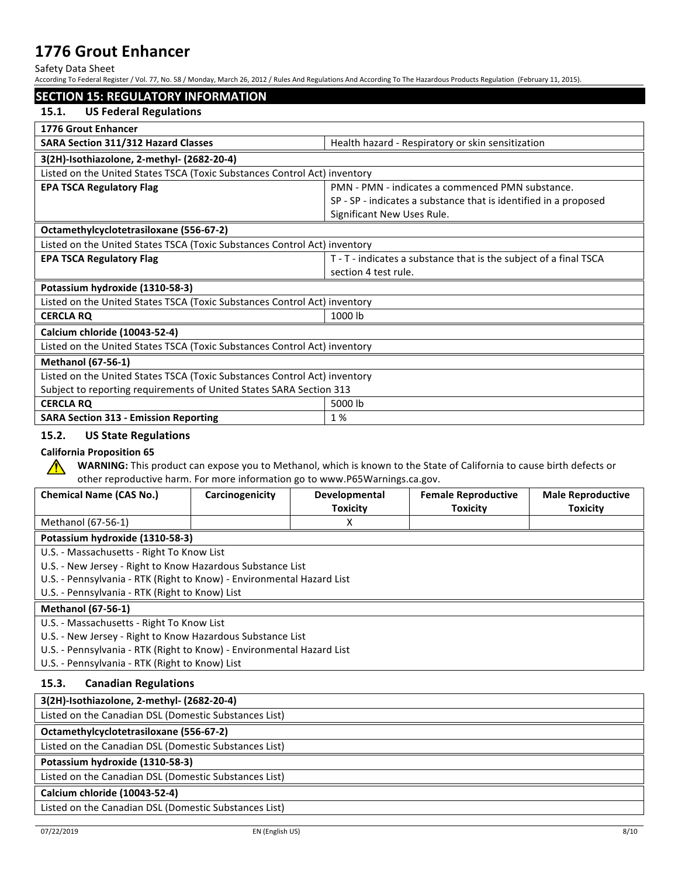## SECTION 15: REGULATORY INFORMATION

### 15.1. US Federal Regulations

| **1776 Grout Enhancer** | |
|---|---|
| **SARA Section 311/312 Hazard Classes** | Health hazard - Respiratory or skin sensitization |

| **3(2H)-Isothiazolone, 2-methyl- (2682-20-4)** | |
|---|---|
| Listed on the United States TSCA (Toxic Substances Control Act) inventory | |
| **EPA TSCA Regulatory Flag** | PMN - PMN - indicates a commenced PMN substance.<br>SP - SP - indicates a substance that is identified in a proposed Significant New Uses Rule. |

| **Octamethylcyclotetrasiloxane (556-67-2)** | |
|---|---|
| Listed on the United States TSCA (Toxic Substances Control Act) inventory | |
| **EPA TSCA Regulatory Flag** | T - T - indicates a substance that is the subject of a final TSCA section 4 test rule. |

| **Potassium hydroxide (1310-58-3)** | |
|---|---|
| Listed on the United States TSCA (Toxic Substances Control Act) inventory | |
| **CERCLA RQ** | 1000 lb |

| **Calcium chloride (10043-52-4)** |
|---|
| Listed on the United States TSCA (Toxic Substances Control Act) inventory |

| **Methanol (67-56-1)** | |
|---|---|
| Listed on the United States TSCA (Toxic Substances Control Act) inventory | |
| Subject to reporting requirements of United States SARA Section 313 | |
| **CERCLA RQ** | 5000 lb |
| **SARA Section 313 - Emission Reporting** | 1 % |

### 15.2. US State Regulations

**California Proposition 65**

⚠ **WARNING:** This product can expose you to Methanol, which is known to the State of California to cause birth defects or other reproductive harm. For more information go to www.P65Warnings.ca.gov.

| Chemical Name (CAS No.) | Carcinogenicity | Developmental Toxicity | Female Reproductive Toxicity | Male Reproductive Toxicity |
|---|---|---|---|---|
| Methanol (67-56-1) | | X | | |

| **Potassium hydroxide (1310-58-3)** |
|---|
| U.S. - Massachusetts - Right To Know List |
| U.S. - New Jersey - Right to Know Hazardous Substance List |
| U.S. - Pennsylvania - RTK (Right to Know) - Environmental Hazard List |
| U.S. - Pennsylvania - RTK (Right to Know) List |

| **Methanol (67-56-1)** |
|---|
| U.S. - Massachusetts - Right To Know List |
| U.S. - New Jersey - Right to Know Hazardous Substance List |
| U.S. - Pennsylvania - RTK (Right to Know) - Environmental Hazard List |
| U.S. - Pennsylvania - RTK (Right to Know) List |

### 15.3. Canadian Regulations

| **3(2H)-Isothiazolone, 2-methyl- (2682-20-4)** |
|---|
| Listed on the Canadian DSL (Domestic Substances List) |

| **Octamethylcyclotetrasiloxane (556-67-2)** |
|---|
| Listed on the Canadian DSL (Domestic Substances List) |

| **Potassium hydroxide (1310-58-3)** |
|---|
| Listed on the Canadian DSL (Domestic Substances List) |

| **Calcium chloride (10043-52-4)** |
|---|
| Listed on the Canadian DSL (Domestic Substances List) |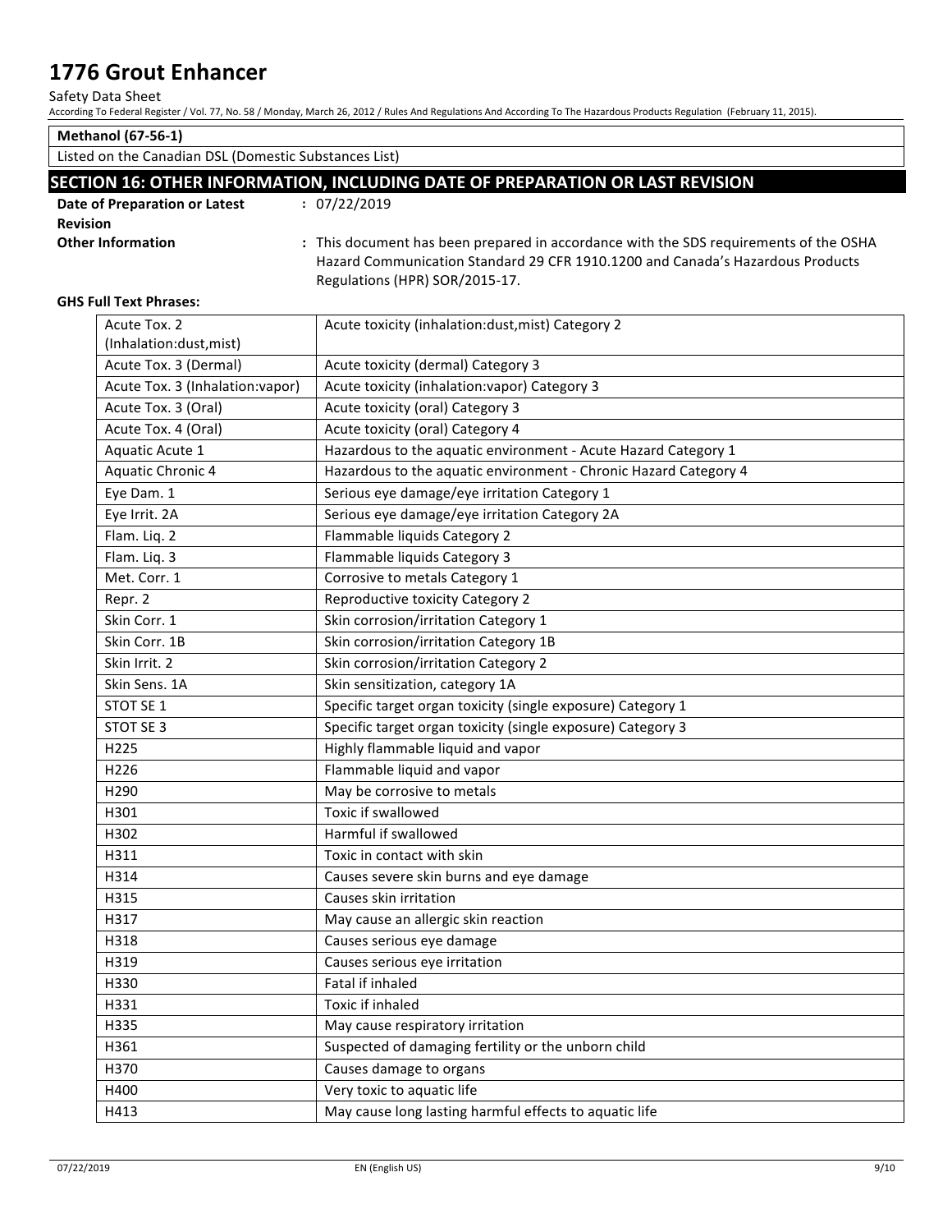| **Methanol (67-56-1)** |
|---|
| Listed on the Canadian DSL (Domestic Substances List) |

## SECTION 16: OTHER INFORMATION, INCLUDING DATE OF PREPARATION OR LAST REVISION

**Date of Preparation or Latest Revision** : 07/22/2019

**Other Information** : This document has been prepared in accordance with the SDS requirements of the OSHA Hazard Communication Standard 29 CFR 1910.1200 and Canada's Hazardous Products Regulations (HPR) SOR/2015-17.

**GHS Full Text Phrases:**

| | |
|---|---|
| Acute Tox. 2 (Inhalation:dust,mist) | Acute toxicity (inhalation:dust,mist) Category 2 |
| Acute Tox. 3 (Dermal) | Acute toxicity (dermal) Category 3 |
| Acute Tox. 3 (Inhalation:vapor) | Acute toxicity (inhalation:vapor) Category 3 |
| Acute Tox. 3 (Oral) | Acute toxicity (oral) Category 3 |
| Acute Tox. 4 (Oral) | Acute toxicity (oral) Category 4 |
| Aquatic Acute 1 | Hazardous to the aquatic environment - Acute Hazard Category 1 |
| Aquatic Chronic 4 | Hazardous to the aquatic environment - Chronic Hazard Category 4 |
| Eye Dam. 1 | Serious eye damage/eye irritation Category 1 |
| Eye Irrit. 2A | Serious eye damage/eye irritation Category 2A |
| Flam. Liq. 2 | Flammable liquids Category 2 |
| Flam. Liq. 3 | Flammable liquids Category 3 |
| Met. Corr. 1 | Corrosive to metals Category 1 |
| Repr. 2 | Reproductive toxicity Category 2 |
| Skin Corr. 1 | Skin corrosion/irritation Category 1 |
| Skin Corr. 1B | Skin corrosion/irritation Category 1B |
| Skin Irrit. 2 | Skin corrosion/irritation Category 2 |
| Skin Sens. 1A | Skin sensitization, category 1A |
| STOT SE 1 | Specific target organ toxicity (single exposure) Category 1 |
| STOT SE 3 | Specific target organ toxicity (single exposure) Category 3 |
| H225 | Highly flammable liquid and vapor |
| H226 | Flammable liquid and vapor |
| H290 | May be corrosive to metals |
| H301 | Toxic if swallowed |
| H302 | Harmful if swallowed |
| H311 | Toxic in contact with skin |
| H314 | Causes severe skin burns and eye damage |
| H315 | Causes skin irritation |
| H317 | May cause an allergic skin reaction |
| H318 | Causes serious eye damage |
| H319 | Causes serious eye irritation |
| H330 | Fatal if inhaled |
| H331 | Toxic if inhaled |
| H335 | May cause respiratory irritation |
| H361 | Suspected of damaging fertility or the unborn child |
| H370 | Causes damage to organs |
| H400 | Very toxic to aquatic life |
| H413 | May cause long lasting harmful effects to aquatic life |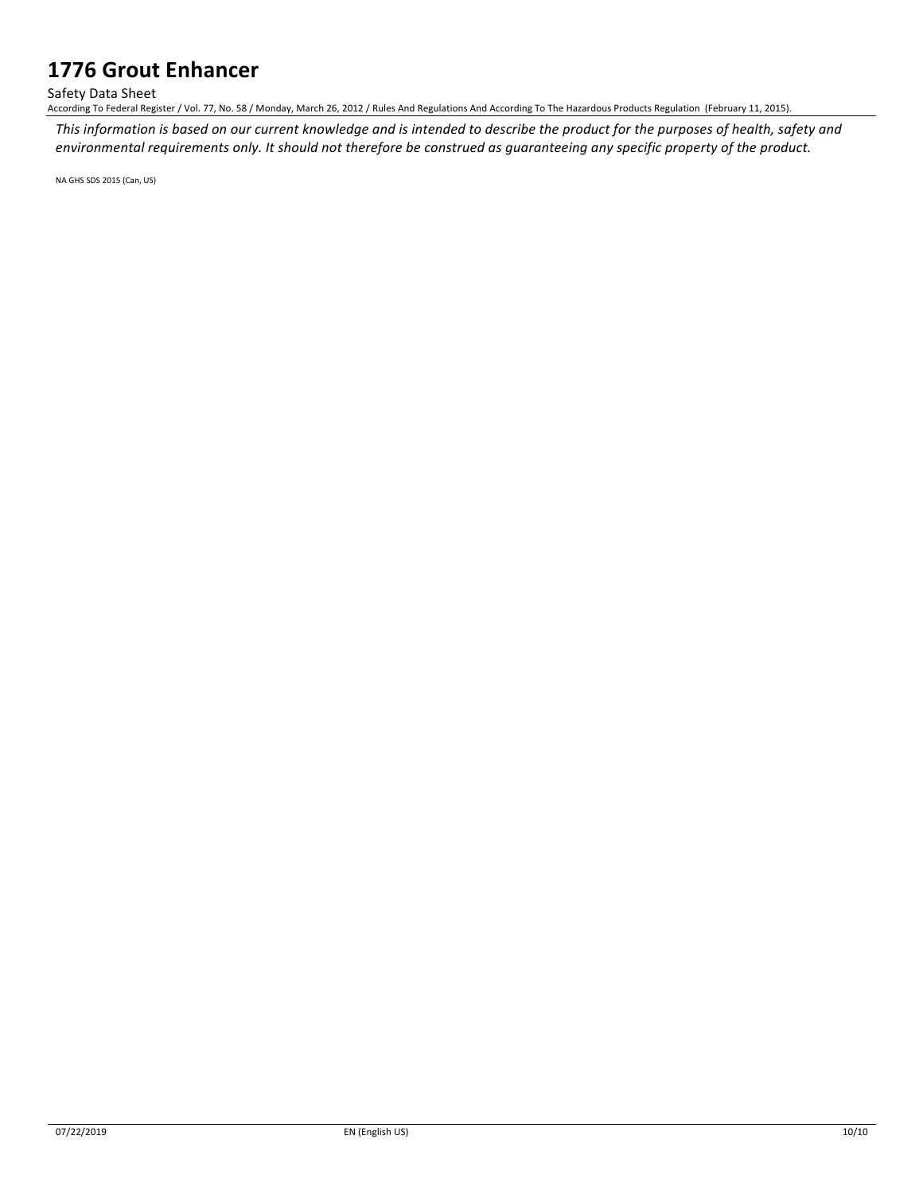*This information is based on our current knowledge and is intended to describe the product for the purposes of health, safety and environmental requirements only. It should not therefore be construed as guaranteeing any specific property of the product.*

NA GHS SDS 2015 (Can, US)